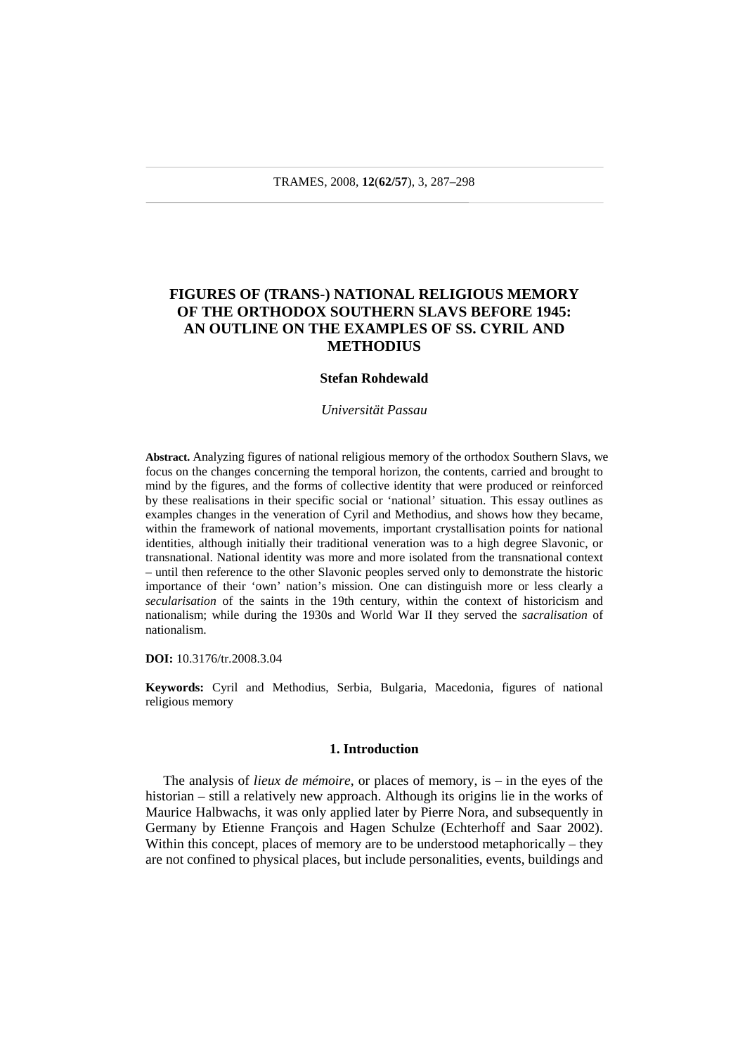# FIGURES OF (TRANS-) NATIONAL RELIGIOUS MEMORY OF THE ORTHODOX SOUTHERN SLAVS BEFORE 1945: AN OUTLINE ON THE EXAMPLES OF SS. CYRIL AND METHODIUS

**Stefan Rohdewald**

*Universität Passau*

**Abstract.** Analyzing figures of national religious memory of the orthodox Southern Slavs, we focus on the changes concerning the temporal horizon, the contents, carried and brought to mind by the figures, and the forms of collective identity that were produced or reinforced by these realisations in their specific social or 'national' situation. This essay outlines as examples changes in the veneration of Cyril and Methodius, and shows how they became, within the framework of national movements, important crystallisation points for national identities, although initially their traditional veneration was to a high degree Slavonic, or transnational. National identity was more and more isolated from the transnational context – until then reference to the other Slavonic peoples served only to demonstrate the historic importance of their 'own' nation's mission. One can distinguish more or less clearly a *secularisation* of the saints in the 19th century, within the context of historicism and nationalism; while during the 1930s and World War II they served the *sacralisation* of nationalism.

**DOI:** 10.3176/tr.2008.3.04

**Keywords:** Cyril and Methodius, Serbia, Bulgaria, Macedonia, figures of national religious memory

## 1. Introduction

The analysis of *lieux de mémoire*, or places of memory, is – in the eyes of the historian – still a relatively new approach. Although its origins lie in the works of Maurice Halbwachs, it was only applied later by Pierre Nora, and subsequently in Germany by Etienne François and Hagen Schulze (Echterhoff and Saar 2002). Within this concept, places of memory are to be understood metaphorically – they are not confined to physical places, but include personalities, events, buildings and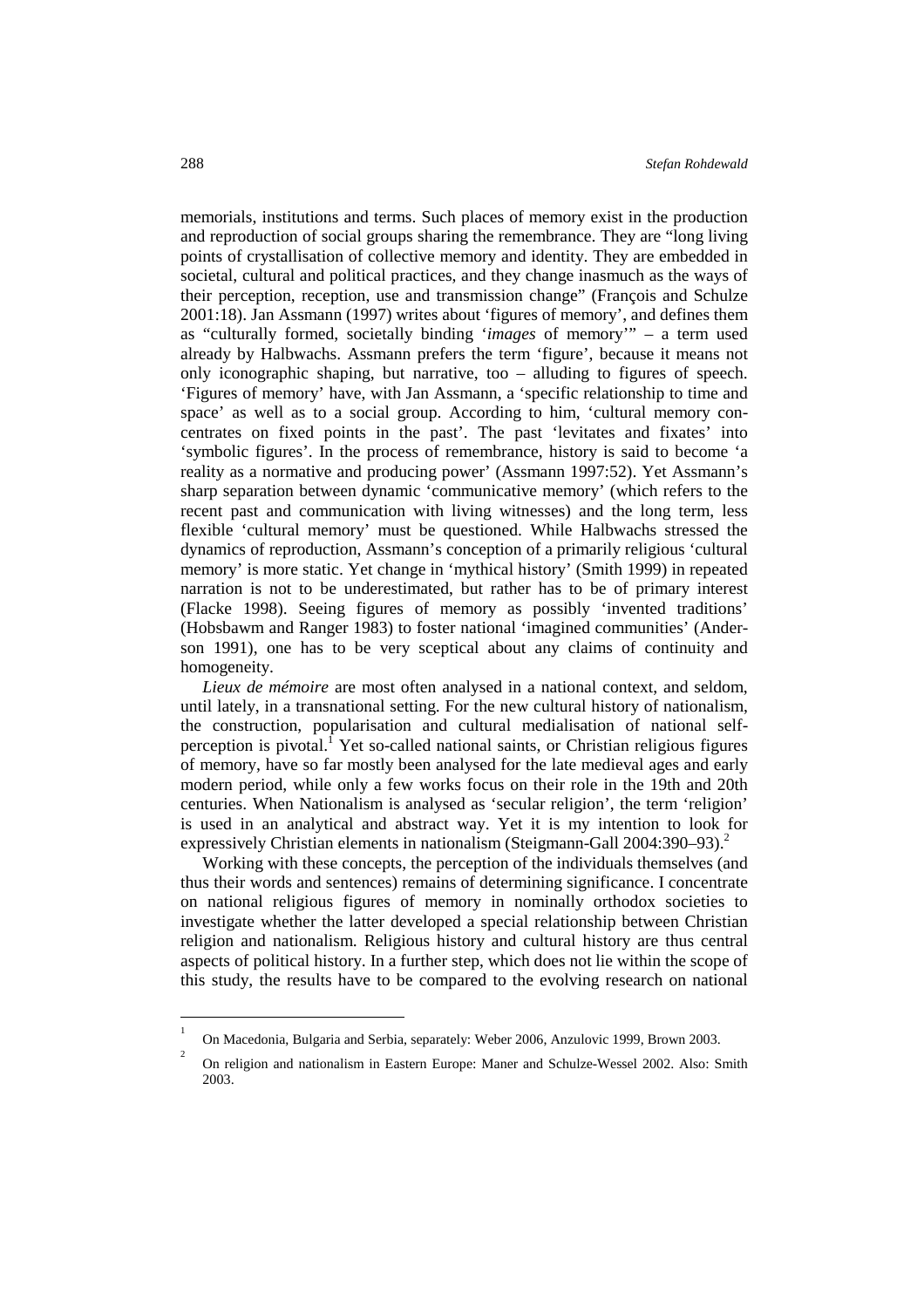memorials, institutions and terms. Such places of memory exist in the production and reproduction of social groups sharing the remembrance. They are "long living points of crystallisation of collective memory and identity. They are embedded in societal, cultural and political practices, and they change inasmuch as the ways of their perception, reception, use and transmission change" (François and Schulze 2001:18). Jan Assmann (1997) writes about 'figures of memory', and defines them as "culturally formed, societally binding '*images* of memory'" – a term used already by Halbwachs. Assmann prefers the term 'figure', because it means not only iconographic shaping, but narrative, too – alluding to figures of speech. 'Figures of memory' have, with Jan Assmann, a 'specific relationship to time and space' as well as to a social group. According to him, 'cultural memory concentrates on fixed points in the past'. The past 'levitates and fixates' into 'symbolic figures'. In the process of remembrance, history is said to become 'a reality as a normative and producing power' (Assmann 1997:52). Yet Assmann's sharp separation between dynamic 'communicative memory' (which refers to the recent past and communication with living witnesses) and the long term, less flexible 'cultural memory' must be questioned. While Halbwachs stressed the dynamics of reproduction, Assmann's conception of a primarily religious 'cultural memory' is more static. Yet change in 'mythical history' (Smith 1999) in repeated narration is not to be underestimated, but rather has to be of primary interest (Flacke 1998). Seeing figures of memory as possibly 'invented traditions' (Hobsbawm and Ranger 1983) to foster national 'imagined communities' (Anderson 1991), one has to be very sceptical about any claims of continuity and homogeneity.

*Lieux de mémoire* are most often analysed in a national context, and seldom, until lately, in a transnational setting. For the new cultural history of nationalism, the construction, popularisation and cultural medialisation of national self-perception is pivotal.[1] Yet so-called national saints, or Christian religious figures of memory, have so far mostly been analysed for the late medieval ages and early modern period, while only a few works focus on their role in the 19th and 20th centuries. When Nationalism is analysed as 'secular religion', the term 'religion' is used in an analytical and abstract way. Yet it is my intention to look for expressively Christian elements in nationalism (Steigmann-Gall 2004:390–93).[2]

Working with these concepts, the perception of the individuals themselves (and thus their words and sentences) remains of determining significance. I concentrate on national religious figures of memory in nominally orthodox societies to investigate whether the latter developed a special relationship between Christian religion and nationalism. Religious history and cultural history are thus central aspects of political history. In a further step, which does not lie within the scope of this study, the results have to be compared to the evolving research on national

---

[1] On Macedonia, Bulgaria and Serbia, separately: Weber 2006, Anzulovic 1999, Brown 2003.

[2] On religion and nationalism in Eastern Europe: Maner and Schulze-Wessel 2002. Also: Smith 2003.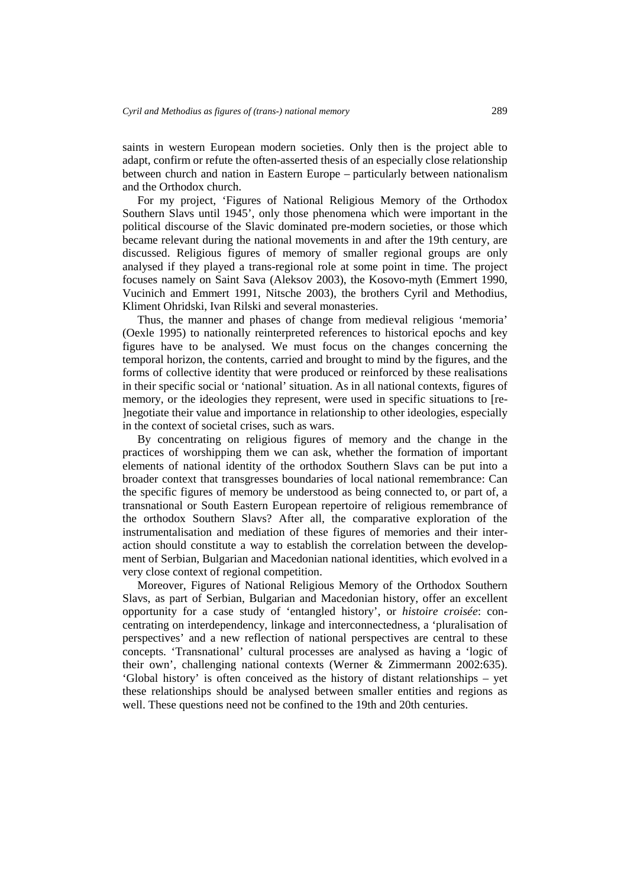saints in western European modern societies. Only then is the project able to adapt, confirm or refute the often-asserted thesis of an especially close relationship between church and nation in Eastern Europe – particularly between nationalism and the Orthodox church.

For my project, 'Figures of National Religious Memory of the Orthodox Southern Slavs until 1945', only those phenomena which were important in the political discourse of the Slavic dominated pre-modern societies, or those which became relevant during the national movements in and after the 19th century, are discussed. Religious figures of memory of smaller regional groups are only analysed if they played a trans-regional role at some point in time. The project focuses namely on Saint Sava (Aleksov 2003), the Kosovo-myth (Emmert 1990, Vucinich and Emmert 1991, Nitsche 2003), the brothers Cyril and Methodius, Kliment Ohridski, Ivan Rilski and several monasteries.

Thus, the manner and phases of change from medieval religious 'memoria' (Oexle 1995) to nationally reinterpreted references to historical epochs and key figures have to be analysed. We must focus on the changes concerning the temporal horizon, the contents, carried and brought to mind by the figures, and the forms of collective identity that were produced or reinforced by these realisations in their specific social or 'national' situation. As in all national contexts, figures of memory, or the ideologies they represent, were used in specific situations to [re-]negotiate their value and importance in relationship to other ideologies, especially in the context of societal crises, such as wars.

By concentrating on religious figures of memory and the change in the practices of worshipping them we can ask, whether the formation of important elements of national identity of the orthodox Southern Slavs can be put into a broader context that transgresses boundaries of local national remembrance: Can the specific figures of memory be understood as being connected to, or part of, a transnational or South Eastern European repertoire of religious remembrance of the orthodox Southern Slavs? After all, the comparative exploration of the instrumentalisation and mediation of these figures of memories and their interaction should constitute a way to establish the correlation between the development of Serbian, Bulgarian and Macedonian national identities, which evolved in a very close context of regional competition.

Moreover, Figures of National Religious Memory of the Orthodox Southern Slavs, as part of Serbian, Bulgarian and Macedonian history, offer an excellent opportunity for a case study of 'entangled history', or *histoire croisée*: concentrating on interdependency, linkage and interconnectedness, a 'pluralisation of perspectives' and a new reflection of national perspectives are central to these concepts. 'Transnational' cultural processes are analysed as having a 'logic of their own', challenging national contexts (Werner & Zimmermann 2002:635). 'Global history' is often conceived as the history of distant relationships – yet these relationships should be analysed between smaller entities and regions as well. These questions need not be confined to the 19th and 20th centuries.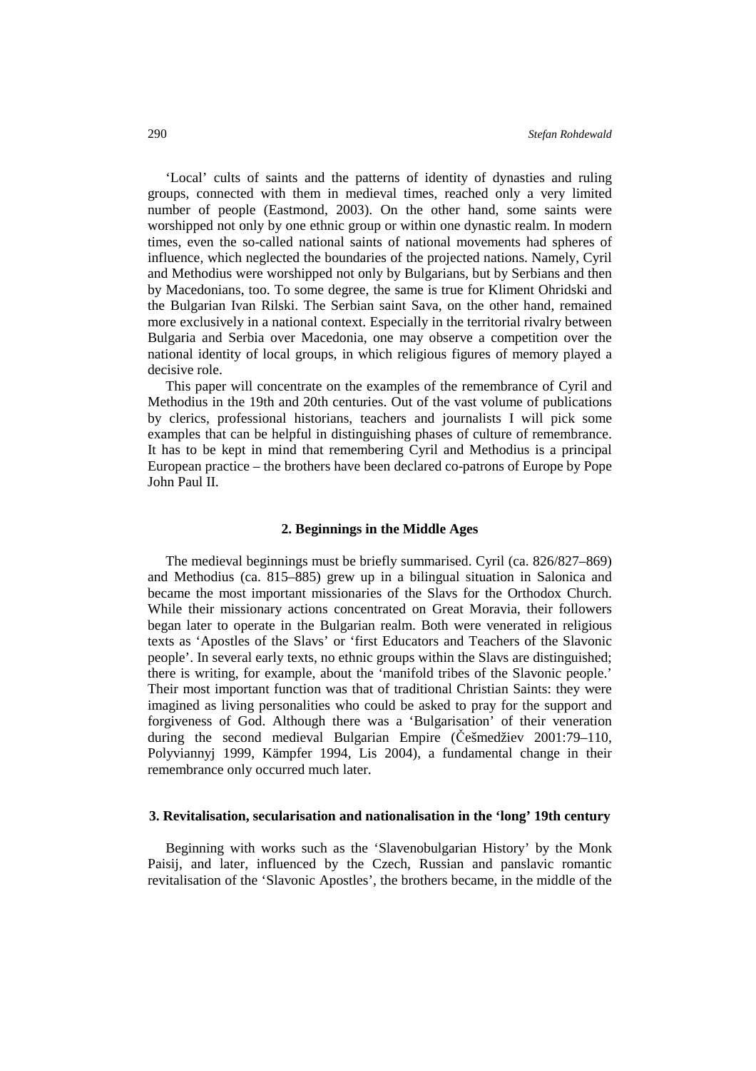'Local' cults of saints and the patterns of identity of dynasties and ruling groups, connected with them in medieval times, reached only a very limited number of people (Eastmond, 2003). On the other hand, some saints were worshipped not only by one ethnic group or within one dynastic realm. In modern times, even the so-called national saints of national movements had spheres of influence, which neglected the boundaries of the projected nations. Namely, Cyril and Methodius were worshipped not only by Bulgarians, but by Serbians and then by Macedonians, too. To some degree, the same is true for Kliment Ohridski and the Bulgarian Ivan Rilski. The Serbian saint Sava, on the other hand, remained more exclusively in a national context. Especially in the territorial rivalry between Bulgaria and Serbia over Macedonia, one may observe a competition over the national identity of local groups, in which religious figures of memory played a decisive role.

This paper will concentrate on the examples of the remembrance of Cyril and Methodius in the 19th and 20th centuries. Out of the vast volume of publications by clerics, professional historians, teachers and journalists I will pick some examples that can be helpful in distinguishing phases of culture of remembrance. It has to be kept in mind that remembering Cyril and Methodius is a principal European practice – the brothers have been declared co-patrons of Europe by Pope John Paul II.

## 2. Beginnings in the Middle Ages

The medieval beginnings must be briefly summarised. Cyril (ca. 826/827–869) and Methodius (ca. 815–885) grew up in a bilingual situation in Salonica and became the most important missionaries of the Slavs for the Orthodox Church. While their missionary actions concentrated on Great Moravia, their followers began later to operate in the Bulgarian realm. Both were venerated in religious texts as 'Apostles of the Slavs' or 'first Educators and Teachers of the Slavonic people'. In several early texts, no ethnic groups within the Slavs are distinguished; there is writing, for example, about the 'manifold tribes of the Slavonic people.' Their most important function was that of traditional Christian Saints: they were imagined as living personalities who could be asked to pray for the support and forgiveness of God. Although there was a 'Bulgarisation' of their veneration during the second medieval Bulgarian Empire (Češmedžiev 2001:79–110, Polyviannyj 1999, Kämpfer 1994, Lis 2004), a fundamental change in their remembrance only occurred much later.

## 3. Revitalisation, secularisation and nationalisation in the 'long' 19th century

Beginning with works such as the 'Slavenobulgarian History' by the Monk Paisij, and later, influenced by the Czech, Russian and panslavic romantic revitalisation of the 'Slavonic Apostles', the brothers became, in the middle of the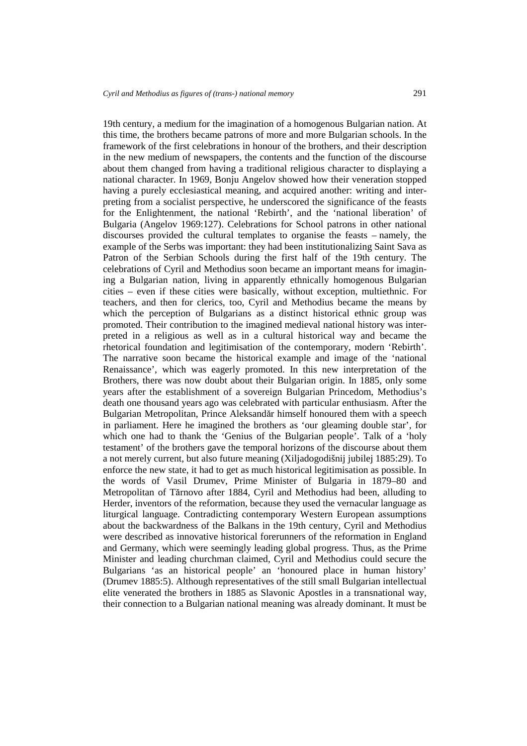19th century, a medium for the imagination of a homogenous Bulgarian nation. At this time, the brothers became patrons of more and more Bulgarian schools. In the framework of the first celebrations in honour of the brothers, and their description in the new medium of newspapers, the contents and the function of the discourse about them changed from having a traditional religious character to displaying a national character. In 1969, Bonju Angelov showed how their veneration stopped having a purely ecclesiastical meaning, and acquired another: writing and interpreting from a socialist perspective, he underscored the significance of the feasts for the Enlightenment, the national 'Rebirth', and the 'national liberation' of Bulgaria (Angelov 1969:127). Celebrations for School patrons in other national discourses provided the cultural templates to organise the feasts – namely, the example of the Serbs was important: they had been institutionalizing Saint Sava as Patron of the Serbian Schools during the first half of the 19th century. The celebrations of Cyril and Methodius soon became an important means for imagining a Bulgarian nation, living in apparently ethnically homogenous Bulgarian cities – even if these cities were basically, without exception, multiethnic. For teachers, and then for clerics, too, Cyril and Methodius became the means by which the perception of Bulgarians as a distinct historical ethnic group was promoted. Their contribution to the imagined medieval national history was interpreted in a religious as well as in a cultural historical way and became the rhetorical foundation and legitimisation of the contemporary, modern 'Rebirth'. The narrative soon became the historical example and image of the 'national Renaissance', which was eagerly promoted. In this new interpretation of the Brothers, there was now doubt about their Bulgarian origin. In 1885, only some years after the establishment of a sovereign Bulgarian Princedom, Methodius's death one thousand years ago was celebrated with particular enthusiasm. After the Bulgarian Metropolitan, Prince Aleksandăr himself honoured them with a speech in parliament. Here he imagined the brothers as 'our gleaming double star', for which one had to thank the 'Genius of the Bulgarian people'. Talk of a 'holy testament' of the brothers gave the temporal horizons of the discourse about them a not merely current, but also future meaning (Xiljadogodišnij jubilej 1885:29). To enforce the new state, it had to get as much historical legitimisation as possible. In the words of Vasil Drumev, Prime Minister of Bulgaria in 1879–80 and Metropolitan of Tărnovo after 1884, Cyril and Methodius had been, alluding to Herder, inventors of the reformation, because they used the vernacular language as liturgical language. Contradicting contemporary Western European assumptions about the backwardness of the Balkans in the 19th century, Cyril and Methodius were described as innovative historical forerunners of the reformation in England and Germany, which were seemingly leading global progress. Thus, as the Prime Minister and leading churchman claimed, Cyril and Methodius could secure the Bulgarians 'as an historical people' an 'honoured place in human history' (Drumev 1885:5). Although representatives of the still small Bulgarian intellectual elite venerated the brothers in 1885 as Slavonic Apostles in a transnational way, their connection to a Bulgarian national meaning was already dominant. It must be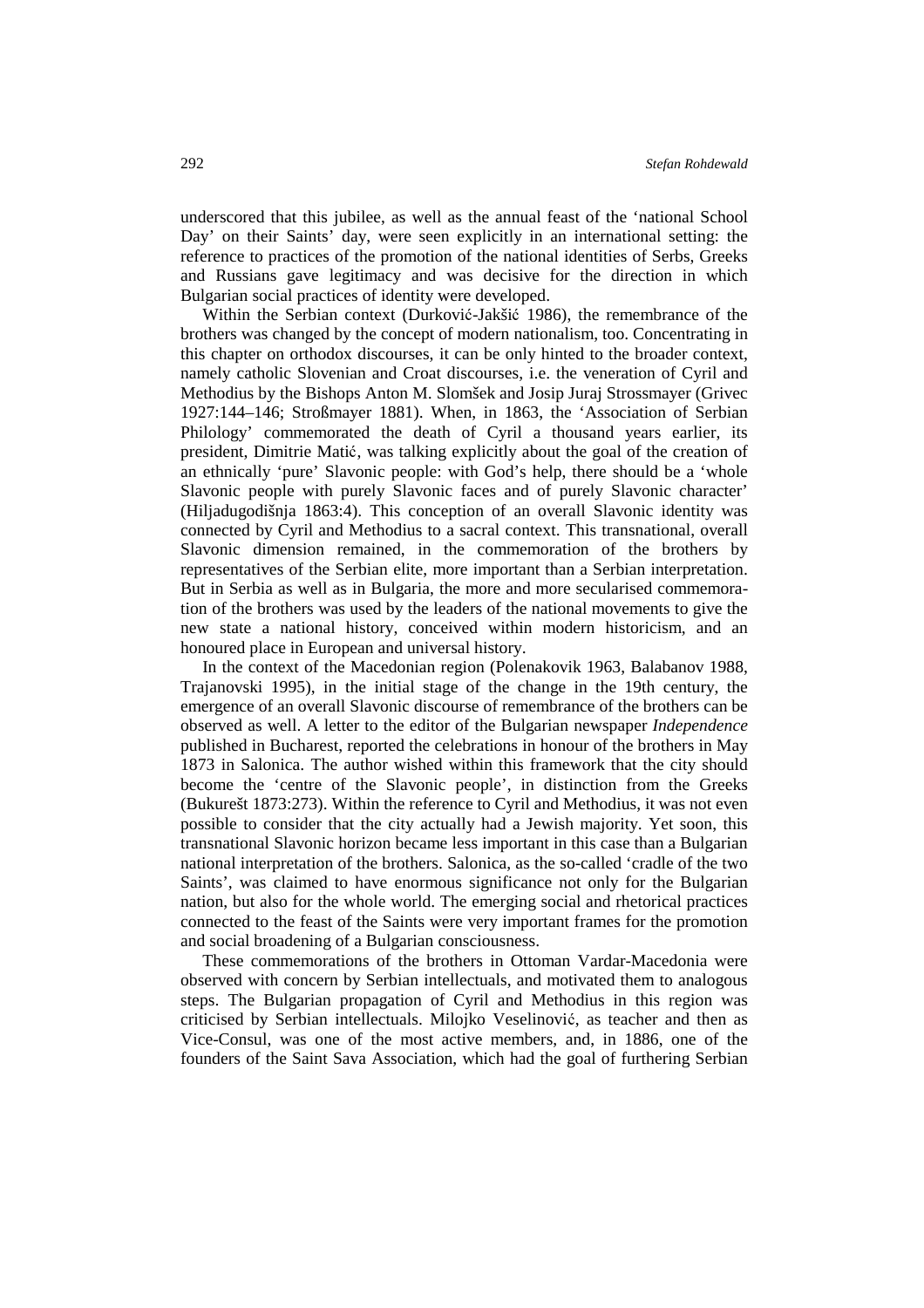underscored that this jubilee, as well as the annual feast of the 'national School Day' on their Saints' day, were seen explicitly in an international setting: the reference to practices of the promotion of the national identities of Serbs, Greeks and Russians gave legitimacy and was decisive for the direction in which Bulgarian social practices of identity were developed.

Within the Serbian context (Durković-Jakšić 1986), the remembrance of the brothers was changed by the concept of modern nationalism, too. Concentrating in this chapter on orthodox discourses, it can be only hinted to the broader context, namely catholic Slovenian and Croat discourses, i.e. the veneration of Cyril and Methodius by the Bishops Anton M. Slomšek and Josip Juraj Strossmayer (Grivec 1927:144–146; Stroßmayer 1881). When, in 1863, the 'Association of Serbian Philology' commemorated the death of Cyril a thousand years earlier, its president, Dimitrie Matić, was talking explicitly about the goal of the creation of an ethnically 'pure' Slavonic people: with God's help, there should be a 'whole Slavonic people with purely Slavonic faces and of purely Slavonic character' (Hiljadugodišnja 1863:4). This conception of an overall Slavonic identity was connected by Cyril and Methodius to a sacral context. This transnational, overall Slavonic dimension remained, in the commemoration of the brothers by representatives of the Serbian elite, more important than a Serbian interpretation. But in Serbia as well as in Bulgaria, the more and more secularised commemoration of the brothers was used by the leaders of the national movements to give the new state a national history, conceived within modern historicism, and an honoured place in European and universal history.

In the context of the Macedonian region (Polenakovik 1963, Balabanov 1988, Trajanovski 1995), in the initial stage of the change in the 19th century, the emergence of an overall Slavonic discourse of remembrance of the brothers can be observed as well. A letter to the editor of the Bulgarian newspaper *Independence* published in Bucharest, reported the celebrations in honour of the brothers in May 1873 in Salonica. The author wished within this framework that the city should become the 'centre of the Slavonic people', in distinction from the Greeks (Bukurešt 1873:273). Within the reference to Cyril and Methodius, it was not even possible to consider that the city actually had a Jewish majority. Yet soon, this transnational Slavonic horizon became less important in this case than a Bulgarian national interpretation of the brothers. Salonica, as the so-called 'cradle of the two Saints', was claimed to have enormous significance not only for the Bulgarian nation, but also for the whole world. The emerging social and rhetorical practices connected to the feast of the Saints were very important frames for the promotion and social broadening of a Bulgarian consciousness.

These commemorations of the brothers in Ottoman Vardar-Macedonia were observed with concern by Serbian intellectuals, and motivated them to analogous steps. The Bulgarian propagation of Cyril and Methodius in this region was criticised by Serbian intellectuals. Milojko Veselinović, as teacher and then as Vice-Consul, was one of the most active members, and, in 1886, one of the founders of the Saint Sava Association, which had the goal of furthering Serbian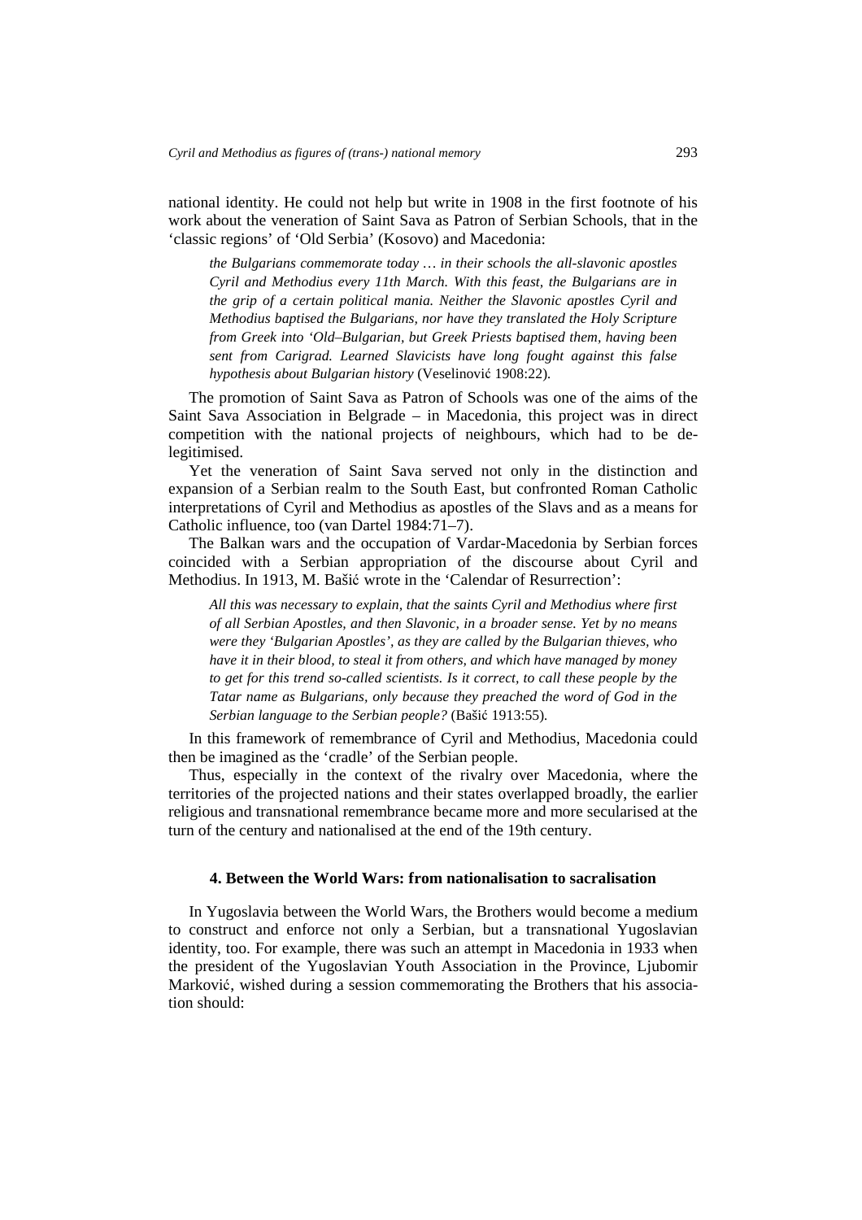national identity. He could not help but write in 1908 in the first footnote of his work about the veneration of Saint Sava as Patron of Serbian Schools, that in the 'classic regions' of 'Old Serbia' (Kosovo) and Macedonia:

> *the Bulgarians commemorate today … in their schools the all-slavonic apostles Cyril and Methodius every 11th March. With this feast, the Bulgarians are in the grip of a certain political mania. Neither the Slavonic apostles Cyril and Methodius baptised the Bulgarians, nor have they translated the Holy Scripture from Greek into 'Old–Bulgarian, but Greek Priests baptised them, having been sent from Carigrad. Learned Slavicists have long fought against this false hypothesis about Bulgarian history* (Veselinović 1908:22).

The promotion of Saint Sava as Patron of Schools was one of the aims of the Saint Sava Association in Belgrade – in Macedonia, this project was in direct competition with the national projects of neighbours, which had to be de-legitimised.

Yet the veneration of Saint Sava served not only in the distinction and expansion of a Serbian realm to the South East, but confronted Roman Catholic interpretations of Cyril and Methodius as apostles of the Slavs and as a means for Catholic influence, too (van Dartel 1984:71–7).

The Balkan wars and the occupation of Vardar-Macedonia by Serbian forces coincided with a Serbian appropriation of the discourse about Cyril and Methodius. In 1913, M. Bašić wrote in the 'Calendar of Resurrection':

> *All this was necessary to explain, that the saints Cyril and Methodius where first of all Serbian Apostles, and then Slavonic, in a broader sense. Yet by no means were they 'Bulgarian Apostles', as they are called by the Bulgarian thieves, who have it in their blood, to steal it from others, and which have managed by money to get for this trend so-called scientists. Is it correct, to call these people by the Tatar name as Bulgarians, only because they preached the word of God in the Serbian language to the Serbian people?* (Bašić 1913:55).

In this framework of remembrance of Cyril and Methodius, Macedonia could then be imagined as the 'cradle' of the Serbian people.

Thus, especially in the context of the rivalry over Macedonia, where the territories of the projected nations and their states overlapped broadly, the earlier religious and transnational remembrance became more and more secularised at the turn of the century and nationalised at the end of the 19th century.

## 4. Between the World Wars: from nationalisation to sacralisation

In Yugoslavia between the World Wars, the Brothers would become a medium to construct and enforce not only a Serbian, but a transnational Yugoslavian identity, too. For example, there was such an attempt in Macedonia in 1933 when the president of the Yugoslavian Youth Association in the Province, Ljubomir Marković, wished during a session commemorating the Brothers that his association should: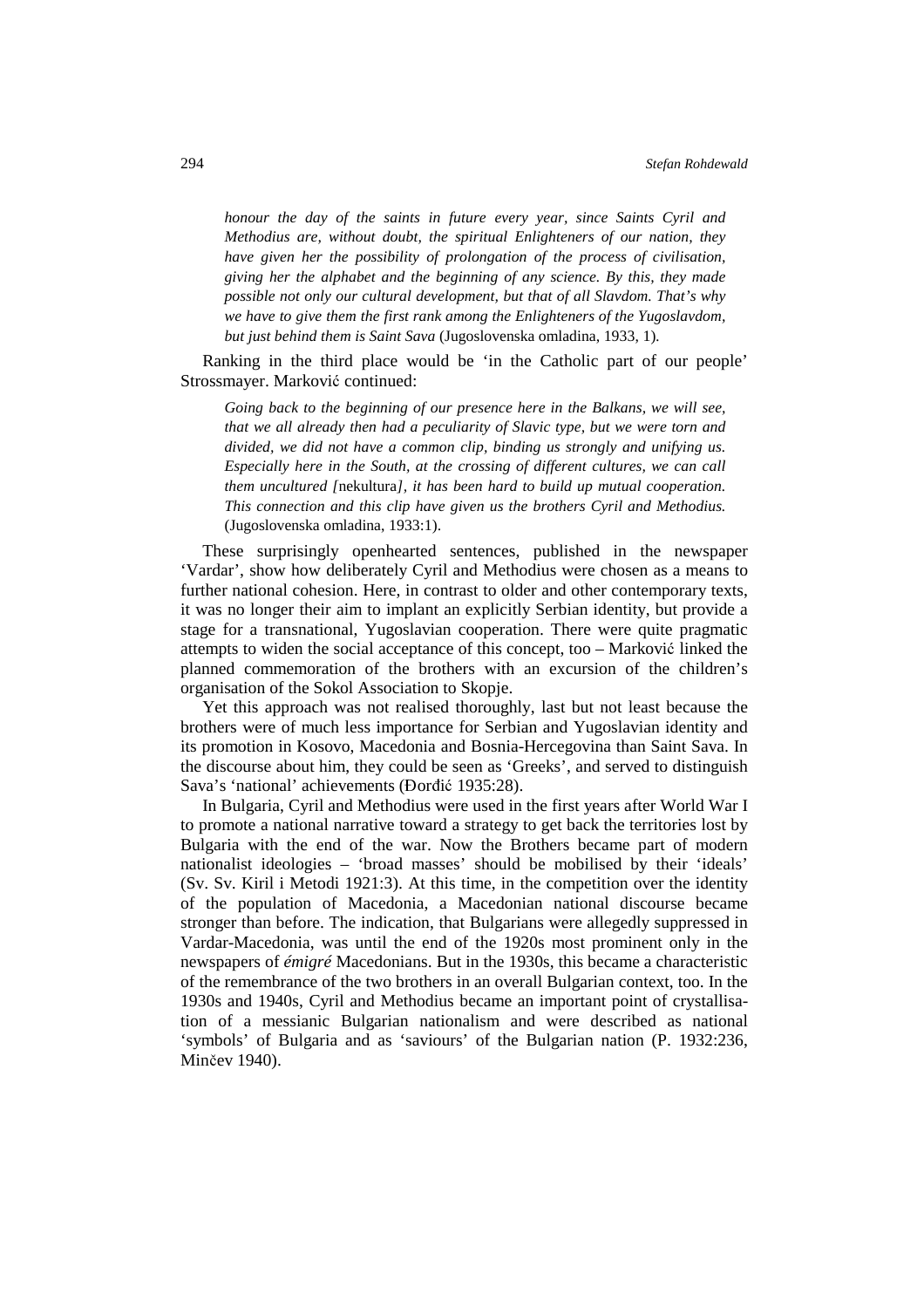*honour the day of the saints in future every year, since Saints Cyril and Methodius are, without doubt, the spiritual Enlighteners of our nation, they have given her the possibility of prolongation of the process of civilisation, giving her the alphabet and the beginning of any science. By this, they made possible not only our cultural development, but that of all Slavdom. That's why we have to give them the first rank among the Enlighteners of the Yugoslavdom, but just behind them is Saint Sava* (Jugoslovenska omladina, 1933, 1).

Ranking in the third place would be 'in the Catholic part of our people' Strossmayer. Marković continued:

> *Going back to the beginning of our presence here in the Balkans, we will see, that we all already then had a peculiarity of Slavic type, but we were torn and divided, we did not have a common clip, binding us strongly and unifying us. Especially here in the South, at the crossing of different cultures, we can call them uncultured [*nekultura*], it has been hard to build up mutual cooperation. This connection and this clip have given us the brothers Cyril and Methodius.* (Jugoslovenska omladina, 1933:1).

These surprisingly openhearted sentences, published in the newspaper 'Vardar', show how deliberately Cyril and Methodius were chosen as a means to further national cohesion. Here, in contrast to older and other contemporary texts, it was no longer their aim to implant an explicitly Serbian identity, but provide a stage for a transnational, Yugoslavian cooperation. There were quite pragmatic attempts to widen the social acceptance of this concept, too – Marković linked the planned commemoration of the brothers with an excursion of the children's organisation of the Sokol Association to Skopje.

Yet this approach was not realised thoroughly, last but not least because the brothers were of much less importance for Serbian and Yugoslavian identity and its promotion in Kosovo, Macedonia and Bosnia-Hercegovina than Saint Sava. In the discourse about him, they could be seen as 'Greeks', and served to distinguish Sava's 'national' achievements (Đorđić 1935:28).

In Bulgaria, Cyril and Methodius were used in the first years after World War I to promote a national narrative toward a strategy to get back the territories lost by Bulgaria with the end of the war. Now the Brothers became part of modern nationalist ideologies – 'broad masses' should be mobilised by their 'ideals' (Sv. Sv. Kiril i Metodi 1921:3). At this time, in the competition over the identity of the population of Macedonia, a Macedonian national discourse became stronger than before. The indication, that Bulgarians were allegedly suppressed in Vardar-Macedonia, was until the end of the 1920s most prominent only in the newspapers of *émigré* Macedonians. But in the 1930s, this became a characteristic of the remembrance of the two brothers in an overall Bulgarian context, too. In the 1930s and 1940s, Cyril and Methodius became an important point of crystallisation of a messianic Bulgarian nationalism and were described as national 'symbols' of Bulgaria and as 'saviours' of the Bulgarian nation (P. 1932:236, Minčev 1940).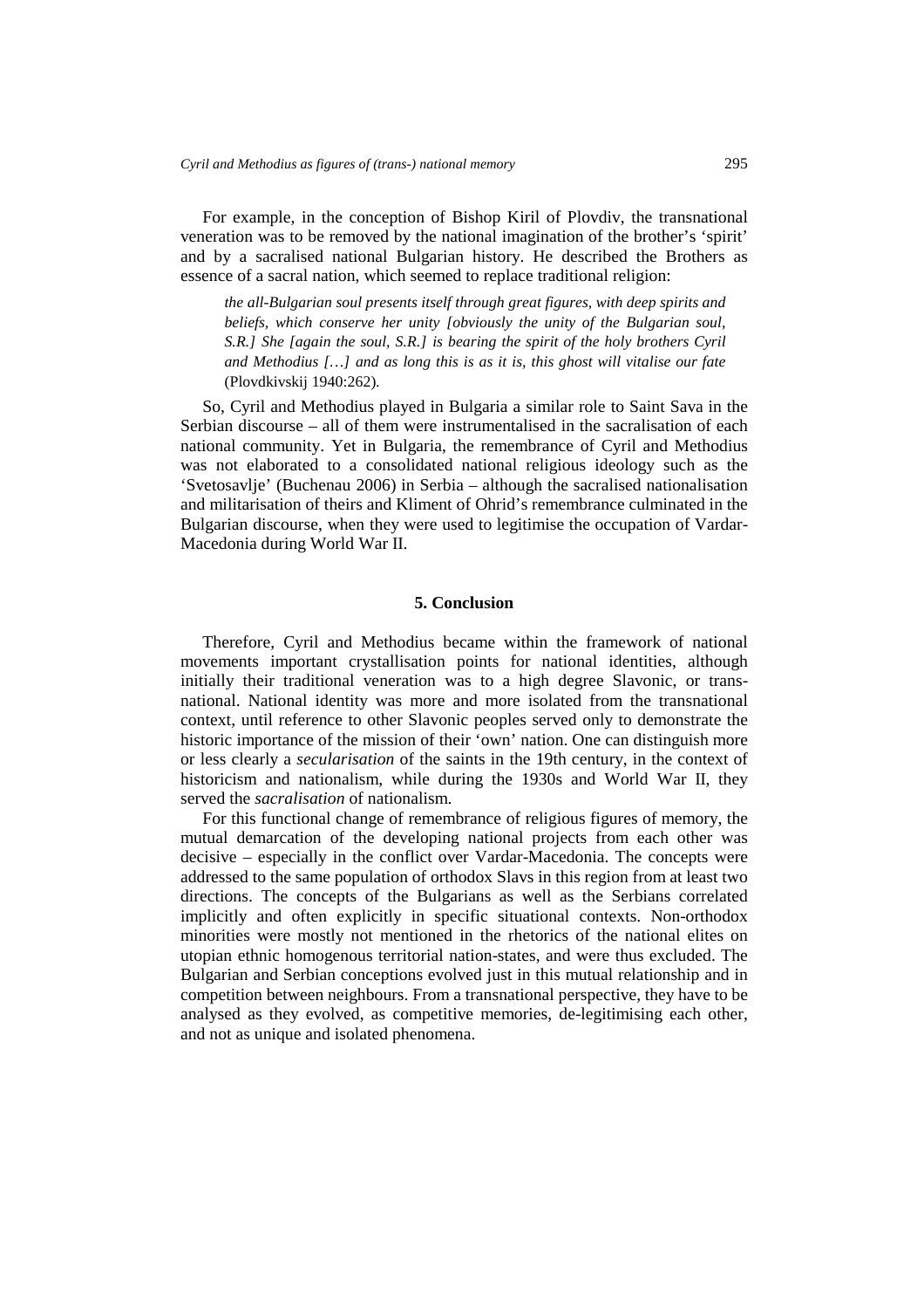For example, in the conception of Bishop Kiril of Plovdiv, the transnational veneration was to be removed by the national imagination of the brother's 'spirit' and by a sacralised national Bulgarian history. He described the Brothers as essence of a sacral nation, which seemed to replace traditional religion:

> *the all-Bulgarian soul presents itself through great figures, with deep spirits and beliefs, which conserve her unity [obviously the unity of the Bulgarian soul, S.R.] She [again the soul, S.R.] is bearing the spirit of the holy brothers Cyril and Methodius […] and as long this is as it is, this ghost will vitalise our fate* (Plovdkivskij 1940:262).

So, Cyril and Methodius played in Bulgaria a similar role to Saint Sava in the Serbian discourse – all of them were instrumentalised in the sacralisation of each national community. Yet in Bulgaria, the remembrance of Cyril and Methodius was not elaborated to a consolidated national religious ideology such as the 'Svetosavlje' (Buchenau 2006) in Serbia – although the sacralised nationalisation and militarisation of theirs and Kliment of Ohrid's remembrance culminated in the Bulgarian discourse, when they were used to legitimise the occupation of Vardar-Macedonia during World War II.

## 5. Conclusion

Therefore, Cyril and Methodius became within the framework of national movements important crystallisation points for national identities, although initially their traditional veneration was to a high degree Slavonic, or transnational. National identity was more and more isolated from the transnational context, until reference to other Slavonic peoples served only to demonstrate the historic importance of the mission of their 'own' nation. One can distinguish more or less clearly a *secularisation* of the saints in the 19th century, in the context of historicism and nationalism, while during the 1930s and World War II, they served the *sacralisation* of nationalism.

For this functional change of remembrance of religious figures of memory, the mutual demarcation of the developing national projects from each other was decisive – especially in the conflict over Vardar-Macedonia. The concepts were addressed to the same population of orthodox Slavs in this region from at least two directions. The concepts of the Bulgarians as well as the Serbians correlated implicitly and often explicitly in specific situational contexts. Non-orthodox minorities were mostly not mentioned in the rhetorics of the national elites on utopian ethnic homogenous territorial nation-states, and were thus excluded. The Bulgarian and Serbian conceptions evolved just in this mutual relationship and in competition between neighbours. From a transnational perspective, they have to be analysed as they evolved, as competitive memories, de-legitimising each other, and not as unique and isolated phenomena.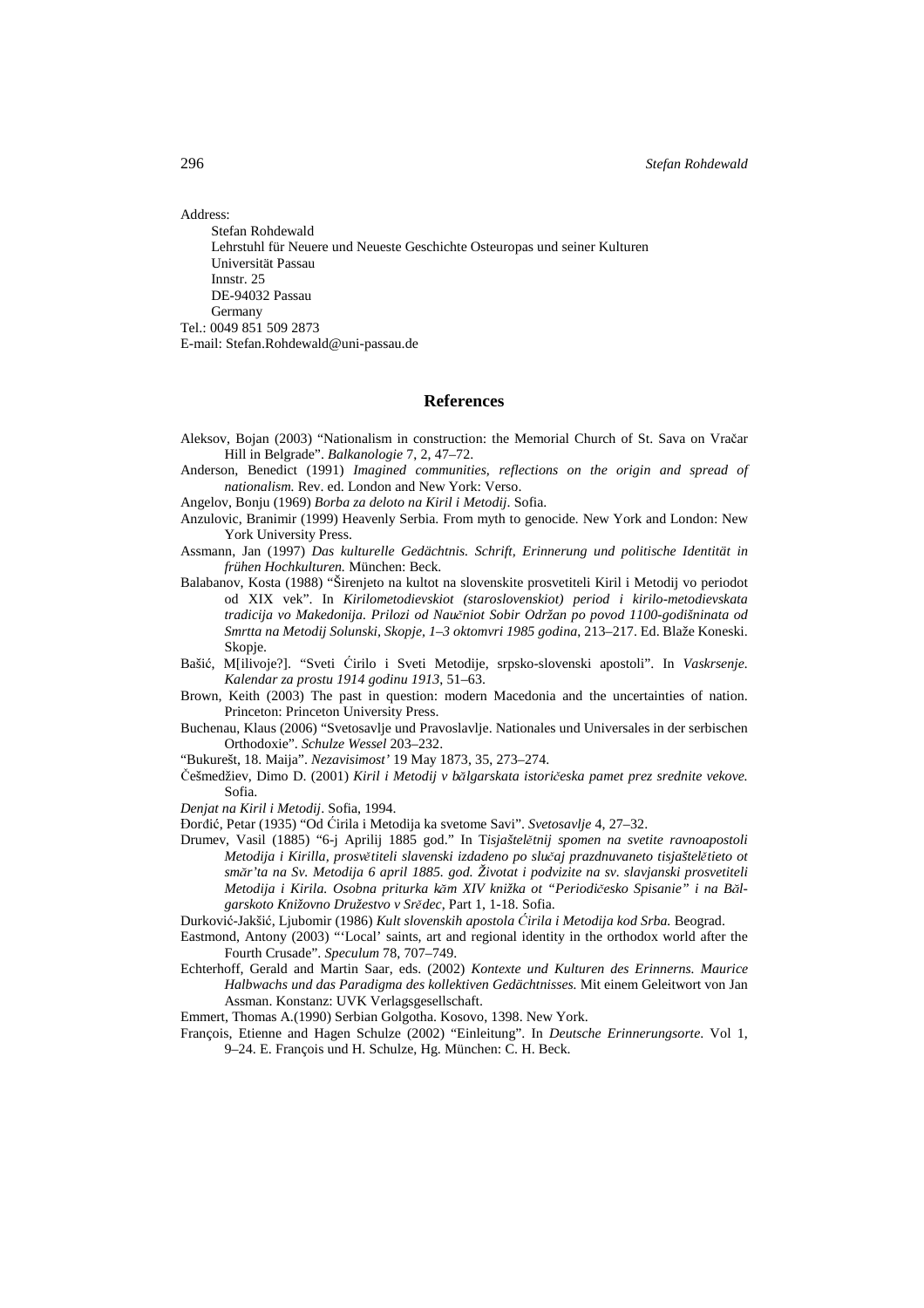Address:

Stefan Rohdewald
Lehrstuhl für Neuere und Neueste Geschichte Osteuropas und seiner Kulturen
Universität Passau
Innstr. 25
DE-94032 Passau
Germany

Tel.: 0049 851 509 2873
E-mail: Stefan.Rohdewald@uni-passau.de

## References

Aleksov, Bojan (2003) "Nationalism in construction: the Memorial Church of St. Sava on Vračar Hill in Belgrade". *Balkanologie* 7, 2, 47–72.

Anderson, Benedict (1991) *Imagined communities, reflections on the origin and spread of nationalism.* Rev. ed. London and New York: Verso.

Angelov, Bonju (1969) *Borba za deloto na Kiril i Metodij*. Sofia.

Anzulovic, Branimir (1999) Heavenly Serbia. From myth to genocide. New York and London: New York University Press.

Assmann, Jan (1997) *Das kulturelle Gedächtnis. Schrift, Erinnerung und politische Identität in frühen Hochkulturen.* München: Beck.

Balabanov, Kosta (1988) "Širenjeto na kultot na slovenskite prosvetiteli Kiril i Metodij vo periodot od XIX vek". In *Kirilometodievskiot (staroslovenskiot) period i kirilo-metodievskata tradicija vo Makedonija. Prilozi od Naučniot Sobir Održan po povod 1100-godišninata od Smrtta na Metodij Solunski, Skopje, 1–3 oktomvri 1985 godina*, 213–217. Ed. Blaže Koneski. Skopje.

Bašić, M[ilivoje?]. "Sveti Ćirilo i Sveti Metodije, srpsko-slovenski apostoli". In *Vaskrsenje. Kalendar za prostu 1914 godinu 1913*, 51–63.

Brown, Keith (2003) The past in question: modern Macedonia and the uncertainties of nation. Princeton: Princeton University Press.

Buchenau, Klaus (2006) "Svetosavlje und Pravoslavlje. Nationales und Universales in der serbischen Orthodoxie". *Schulze Wessel* 203–232.

"Bukurešt, 18. Maija". *Nezavisimost'* 19 May 1873, 35, 273–274.

Češmedžiev, Dimo D. (2001) *Kiril i Metodij v bălgarskata istoričeska pamet prez srednite vekove.* Sofia.

*Denjat na Kiril i Metodij*. Sofia, 1994.

Đorđić, Petar (1935) "Od Ćirila i Metodija ka svetome Savi". *Svetosavlje* 4, 27–32.

Drumev, Vasil (1885) "6-j Aprilij 1885 god." In T*isjaštelĕtnij spomen na svetite ravnoapostoli Metodija i Kirilla, prosvĕtiteli slavenski izdadeno po slučaj prazdnuvaneto tisjaštelĕtieto ot smăr'ta na Sv. Metodija 6 april 1885. god. Životat i podvizite na sv. slavjanski prosvetiteli Metodija i Kirila. Osobna priturka kăm XIV knižka ot "Periodičesko Spisanie" i na Bălgarskoto Knižovno Družestvo v Srĕdec*, Part 1, 1-18. Sofia.

Durković-Jakšić, Ljubomir (1986) *Kult slovenskih apostola Ćirila i Metodija kod Srba.* Beograd.

Eastmond, Antony (2003) "'Local' saints, art and regional identity in the orthodox world after the Fourth Crusade". *Speculum* 78, 707–749.

Echterhoff, Gerald and Martin Saar, eds. (2002) *Kontexte und Kulturen des Erinnerns. Maurice Halbwachs und das Paradigma des kollektiven Gedächtnisses.* Mit einem Geleitwort von Jan Assman. Konstanz: UVK Verlagsgesellschaft.

Emmert, Thomas A.(1990) Serbian Golgotha. Kosovo, 1398. New York.

François, Etienne and Hagen Schulze (2002) "Einleitung". In *Deutsche Erinnerungsorte*. Vol 1, 9–24. E. François und H. Schulze, Hg. München: C. H. Beck.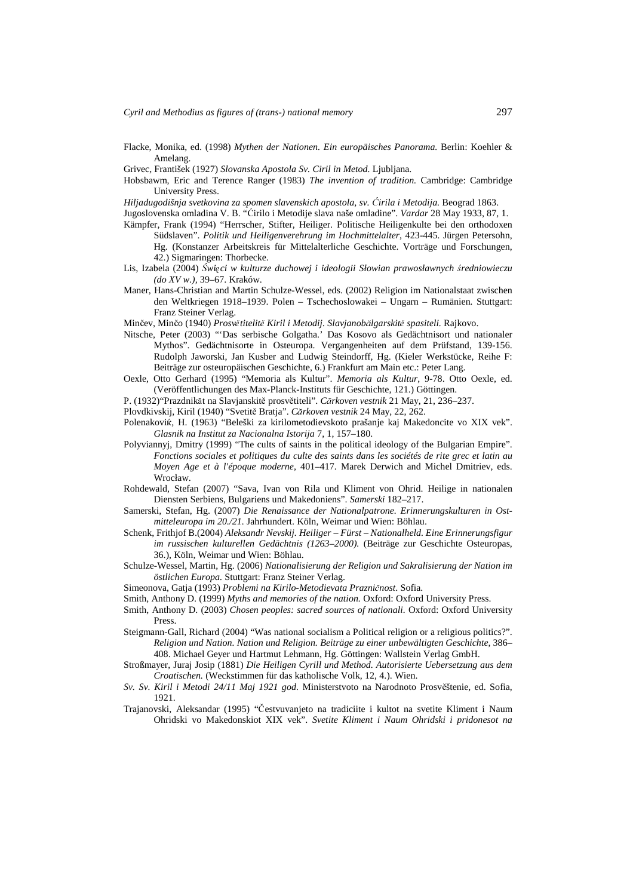Flacke, Monika, ed. (1998) *Mythen der Nationen. Ein europäisches Panorama.* Berlin: Koehler & Amelang.

Grivec, František (1927) *Slovanska Apostola Sv. Ciril in Metod.* Ljubljana.

Hobsbawm, Eric and Terence Ranger (1983) *The invention of tradition.* Cambridge: Cambridge University Press.

*Hiljadugodišnja svetkovina za spomen slavenskich apostola, sv. Ćirila i Metodija.* Beograd 1863.

Jugoslovenska omladina V. B. "Ćirilo i Metodije slava naše omladine". *Vardar* 28 May 1933, 87, 1.

Kämpfer, Frank (1994) "Herrscher, Stifter, Heiliger. Politische Heiligenkulte bei den orthodoxen Südslaven". *Politik und Heiligenverehrung im Hochmittelalter*, 423-445. Jürgen Petersohn, Hg. (Konstanzer Arbeitskreis für Mittelalterliche Geschichte. Vorträge und Forschungen, 42.) Sigmaringen: Thorbecke.

Lis, Izabela (2004) *Święci w kulturze duchowej i ideologii Słowian prawosławnych średniowieczu (do XV w.),* 39–67. Kraków.

Maner, Hans-Christian and Martin Schulze-Wessel, eds. (2002) Religion im Nationalstaat zwischen den Weltkriegen 1918–1939. Polen – Tschechoslowakei – Ungarn – Rumänien. Stuttgart: Franz Steiner Verlag.

Minčev, Minčo (1940) *Prosvětitelitě Kiril i Metodij. Slavjanobălgarskitě spasiteli.* Rajkovo.

Nitsche, Peter (2003) "'Das serbische Golgatha.' Das Kosovo als Gedächtnisort und nationaler Mythos". Gedächtnisorte in Osteuropa. Vergangenheiten auf dem Prüfstand, 139-156. Rudolph Jaworski, Jan Kusber and Ludwig Steindorff, Hg. (Kieler Werkstücke, Reihe F: Beiträge zur osteuropäischen Geschichte, 6.) Frankfurt am Main etc.: Peter Lang.

Oexle, Otto Gerhard (1995) "Memoria als Kultur". *Memoria als Kultur*, 9-78. Otto Oexle, ed. (Veröffentlichungen des Max-Planck-Instituts für Geschichte, 121.) Göttingen.

P. (1932)"Prazdnikăt na Slavjanskitě prosvětiteli". *Cărkoven vestnik* 21 May, 21, 236–237.

Plovdkivskij, Kiril (1940) "Svetitě Bratja". *Cărkoven vestnik* 24 May, 22, 262.

Polenaković, H. (1963) "Beleški za kirilometodievskoto prašanje kaj Makedoncite vo XIX vek". *Glasnik na Institut za Nacionalna Istorija* 7, 1, 157–180.

Polyviannyj, Dmitry (1999) "The cults of saints in the political ideology of the Bulgarian Empire". *Fonctions sociales et politiques du culte des saints dans les sociétés de rite grec et latin au Moyen Age et à l'époque moderne*, 401–417. Marek Derwich and Michel Dmitriev, eds. Wrocław.

Rohdewald, Stefan (2007) "Sava, Ivan von Rila und Kliment von Ohrid. Heilige in nationalen Diensten Serbiens, Bulgariens und Makedoniens". *Samerski* 182–217.

Samerski, Stefan, Hg. (2007) *Die Renaissance der Nationalpatrone. Erinnerungskulturen in Ostmitteleuropa im 20./21.* Jahrhundert. Köln, Weimar und Wien: Böhlau.

Schenk, Frithjof B.(2004) *Aleksandr Nevskij. Heiliger – Fürst – Nationalheld. Eine Erinnerungsfigur im russischen kulturellen Gedächtnis (1263–2000).* (Beiträge zur Geschichte Osteuropas, 36.), Köln, Weimar und Wien: Böhlau.

Schulze-Wessel, Martin, Hg. (2006) *Nationalisierung der Religion und Sakralisierung der Nation im östlichen Europa.* Stuttgart: Franz Steiner Verlag.

Simeonova, Gatja (1993) *Problemi na Kirilo-Metodievata Prazničnost*. Sofia.

Smith, Anthony D. (1999) *Myths and memories of the nation.* Oxford: Oxford University Press.

Smith, Anthony D. (2003) *Chosen peoples: sacred sources of nationali.* Oxford: Oxford University Press.

Steigmann-Gall, Richard (2004) "Was national socialism a Political religion or a religious politics?". *Religion und Nation. Nation und Religion. Beiträge zu einer unbewältigten Geschichte*, 386–408. Michael Geyer und Hartmut Lehmann, Hg. Göttingen: Wallstein Verlag GmbH.

Stroßmayer, Juraj Josip (1881) *Die Heiligen Cyrill und Method. Autorisierte Uebersetzung aus dem Croatischen.* (Weckstimmen für das katholische Volk, 12, 4.). Wien.

*Sv. Sv. Kiril i Metodi 24/11 Maj 1921 god.* Ministerstvoto na Narodnoto Prosvěštenie, ed. Sofia, 1921.

Trajanovski, Aleksandar (1995) "Čestvuvanjeto na tradiciite i kultot na svetite Kliment i Naum Ohridski vo Makedonskiot XIX vek". *Svetite Kliment i Naum Ohridski i pridonesot na*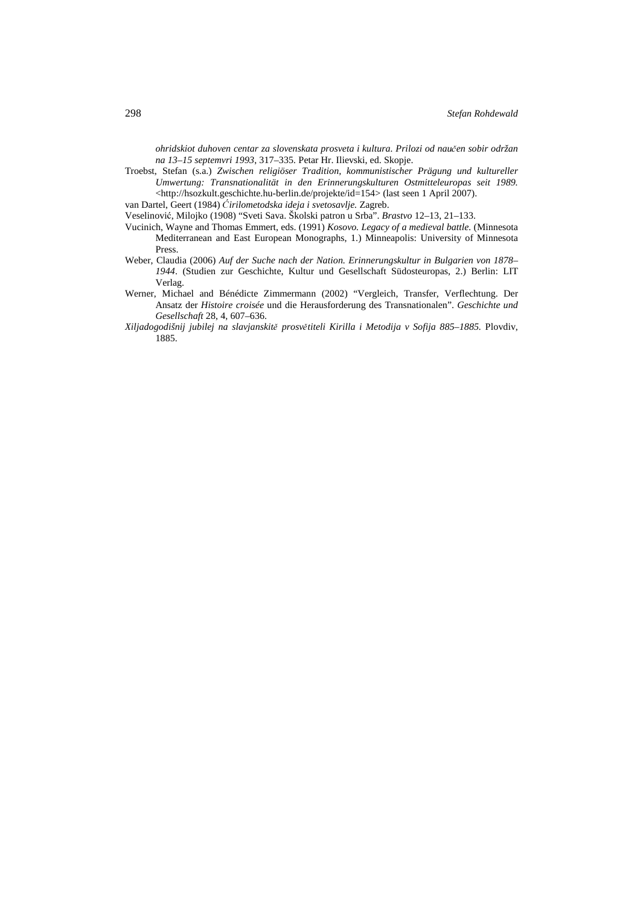*ohridskiot duhoven centar za slovenskata prosveta i kultura. Prilozi od naučen sobir održan na 13–15 septemvri 1993*, 317–335. Petar Hr. Ilievski, ed. Skopje.

Troebst, Stefan (s.a.) *Zwischen religiöser Tradition, kommunistischer Prägung und kultureller Umwertung: Transnationalität in den Erinnerungskulturen Ostmitteleuropas seit 1989.* <http://hsozkult.geschichte.hu-berlin.de/projekte/id=154> (last seen 1 April 2007).

van Dartel, Geert (1984) *Ćirilometodska ideja i svetosavlje.* Zagreb.

Veselinović, Milojko (1908) "Sveti Sava. Školski patron u Srba". *Brastvo* 12–13, 21–133.

Vucinich, Wayne and Thomas Emmert, eds. (1991) *Kosovo. Legacy of a medieval battle.* (Minnesota Mediterranean and East European Monographs, 1.) Minneapolis: University of Minnesota Press.

Weber, Claudia (2006) *Auf der Suche nach der Nation. Erinnerungskultur in Bulgarien von 1878–1944*. (Studien zur Geschichte, Kultur und Gesellschaft Südosteuropas, 2.) Berlin: LIT Verlag.

Werner, Michael and Bénédicte Zimmermann (2002) "Vergleich, Transfer, Verflechtung. Der Ansatz der *Histoire croisée* und die Herausforderung des Transnationalen". *Geschichte und Gesellschaft* 28, 4, 607–636.

*Xiljadogodišnij jubilej na slavjanskitě prosvětiteli Kirilla i Metodija v Sofija 885–1885.* Plovdiv, 1885.